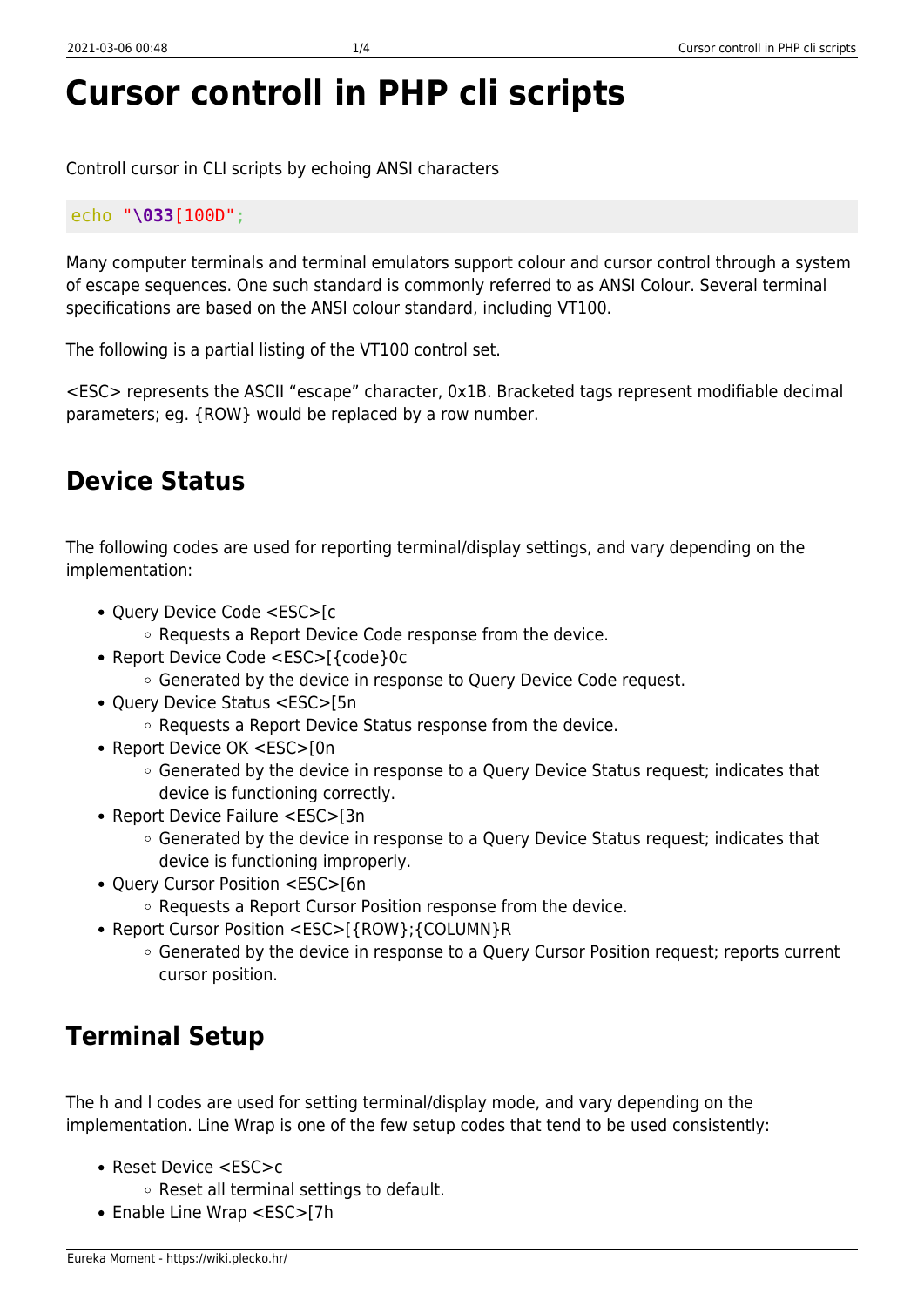# Cursor controll in PHP cli scripts

Controll cursor in CLI scripts by echoing ANSI characters

```
echo "\033[100D";
```

Many computer terminals and terminal emulators support colour and cursor control through a system of escape sequences. One such standard is commonly referred to as ANSI Colour. Several terminal specifications are based on the ANSI colour standard, including VT100.

The following is a partial listing of the VT100 control set.

<ESC> represents the ASCII “escape” character, 0x1B. Bracketed tags represent modifiable decimal parameters; eg. {ROW} would be replaced by a row number.

## Device Status

The following codes are used for reporting terminal/display settings, and vary depending on the implementation:

- Query Device Code <ESC>[c
  - Requests a Report Device Code response from the device.
- Report Device Code <ESC>[{code}0c
  - Generated by the device in response to Query Device Code request.
- Query Device Status <ESC>[5n
  - Requests a Report Device Status response from the device.
- Report Device OK <ESC>[0n
  - Generated by the device in response to a Query Device Status request; indicates that device is functioning correctly.
- Report Device Failure <ESC>[3n
  - Generated by the device in response to a Query Device Status request; indicates that device is functioning improperly.
- Query Cursor Position <ESC>[6n
  - Requests a Report Cursor Position response from the device.
- Report Cursor Position <ESC>[{ROW};{COLUMN}R
  - Generated by the device in response to a Query Cursor Position request; reports current cursor position.

## Terminal Setup

The h and l codes are used for setting terminal/display mode, and vary depending on the implementation. Line Wrap is one of the few setup codes that tend to be used consistently:

- Reset Device <ESC>c
  - Reset all terminal settings to default.
- Enable Line Wrap <ESC>[7h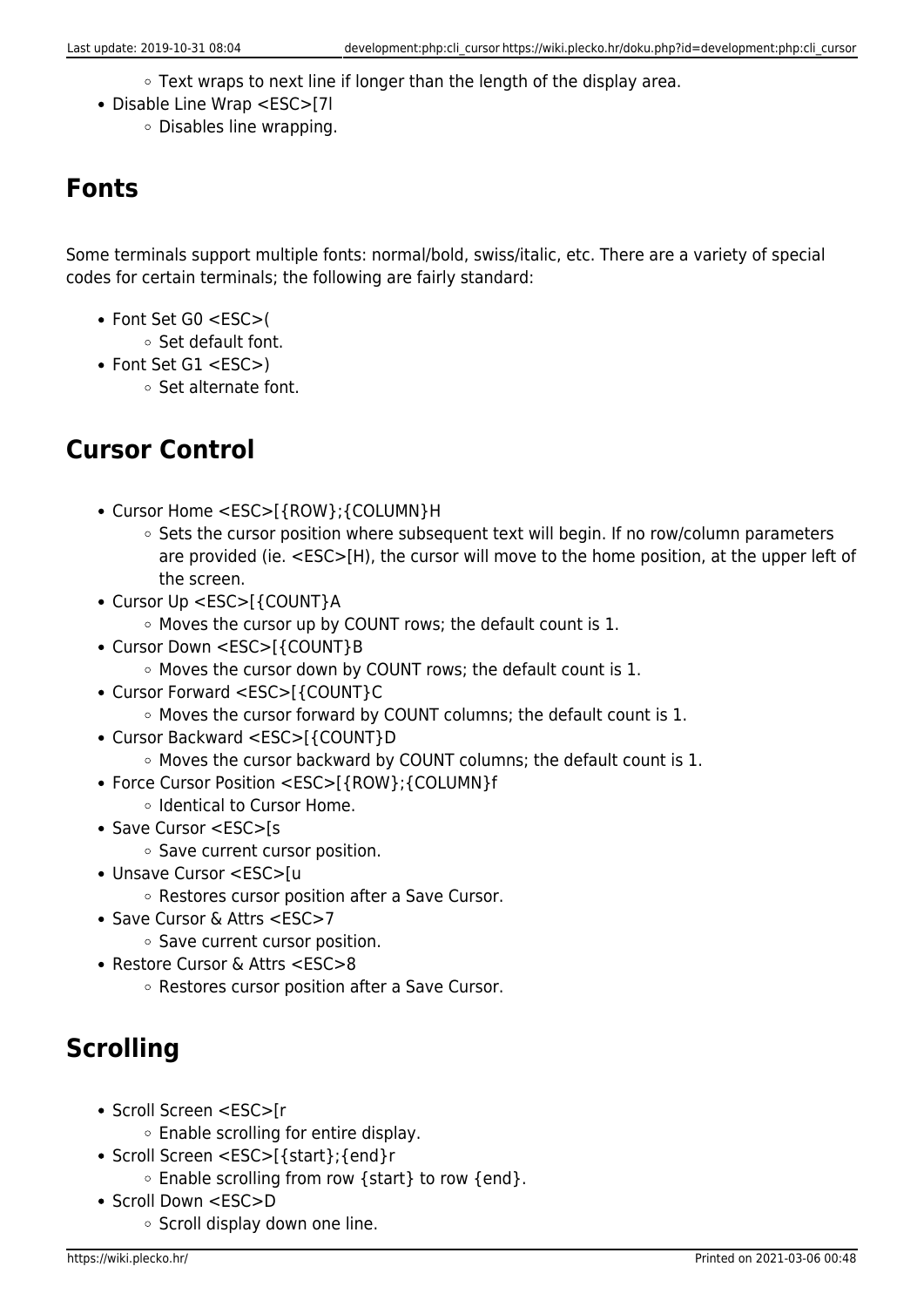- Text wraps to next line if longer than the length of the display area.
- Disable Line Wrap <ESC>[7l
  - Disables line wrapping.

## Fonts

Some terminals support multiple fonts: normal/bold, swiss/italic, etc. There are a variety of special codes for certain terminals; the following are fairly standard:

- Font Set G0 <ESC>(
  - Set default font.
- Font Set G1 <ESC>)
  - Set alternate font.

## Cursor Control

- Cursor Home <ESC>[{ROW};{COLUMN}H
  - Sets the cursor position where subsequent text will begin. If no row/column parameters are provided (ie. <ESC>[H), the cursor will move to the home position, at the upper left of the screen.
- Cursor Up <ESC>[{COUNT}A
  - Moves the cursor up by COUNT rows; the default count is 1.
- Cursor Down <ESC>[{COUNT}B
  - Moves the cursor down by COUNT rows; the default count is 1.
- Cursor Forward <ESC>[{COUNT}C
  - Moves the cursor forward by COUNT columns; the default count is 1.
- Cursor Backward <ESC>[{COUNT}D
  - Moves the cursor backward by COUNT columns; the default count is 1.
- Force Cursor Position <ESC>[{ROW};{COLUMN}f
  - Identical to Cursor Home.
- Save Cursor <ESC>[s
  - Save current cursor position.
- Unsave Cursor <ESC>[u
  - Restores cursor position after a Save Cursor.
- Save Cursor & Attrs <ESC>7
  - Save current cursor position.
- Restore Cursor & Attrs <ESC>8
  - Restores cursor position after a Save Cursor.

## Scrolling

- Scroll Screen <ESC>[r
  - Enable scrolling for entire display.
- Scroll Screen <ESC>[{start};{end}r
  - Enable scrolling from row {start} to row {end}.
- Scroll Down <ESC>D
  - Scroll display down one line.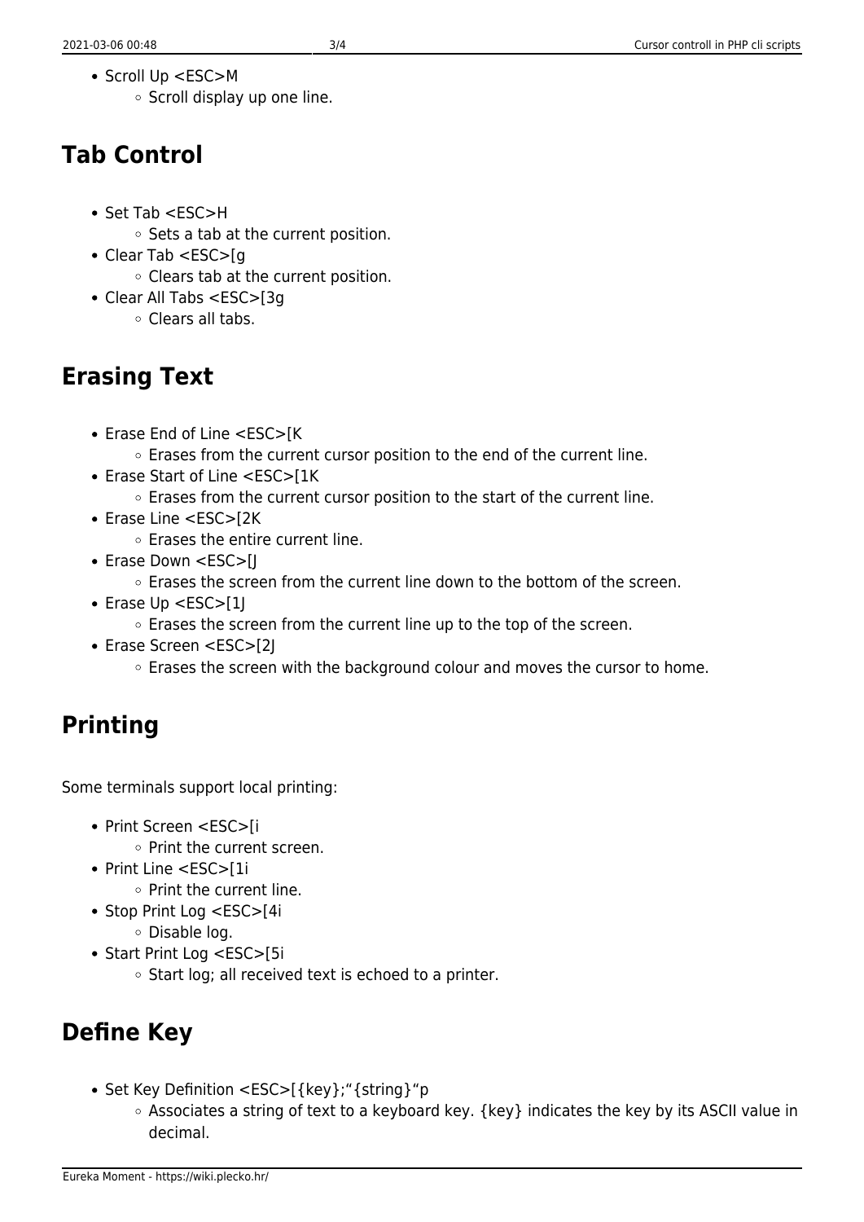- Scroll Up <ESC>M
  - Scroll display up one line.

## Tab Control

- Set Tab <ESC>H
  - Sets a tab at the current position.
- Clear Tab <ESC>[g
  - Clears tab at the current position.
- Clear All Tabs <ESC>[3g
  - Clears all tabs.

## Erasing Text

- Erase End of Line <ESC>[K
  - Erases from the current cursor position to the end of the current line.
- Erase Start of Line <ESC>[1K
  - Erases from the current cursor position to the start of the current line.
- Erase Line <ESC>[2K
  - Erases the entire current line.
- Erase Down <ESC>[J
  - Erases the screen from the current line down to the bottom of the screen.
- Erase Up <ESC>[1J
  - Erases the screen from the current line up to the top of the screen.
- Erase Screen <ESC>[2J
  - Erases the screen with the background colour and moves the cursor to home.

## Printing

Some terminals support local printing:

- Print Screen <ESC>[i
  - Print the current screen.
- Print Line <ESC>[1i
  - Print the current line.
- Stop Print Log <ESC>[4i
  - Disable log.
- Start Print Log <ESC>[5i
  - Start log; all received text is echoed to a printer.

## Define Key

- Set Key Definition <ESC>[{key};"{string}"p
  - Associates a string of text to a keyboard key. {key} indicates the key by its ASCII value in decimal.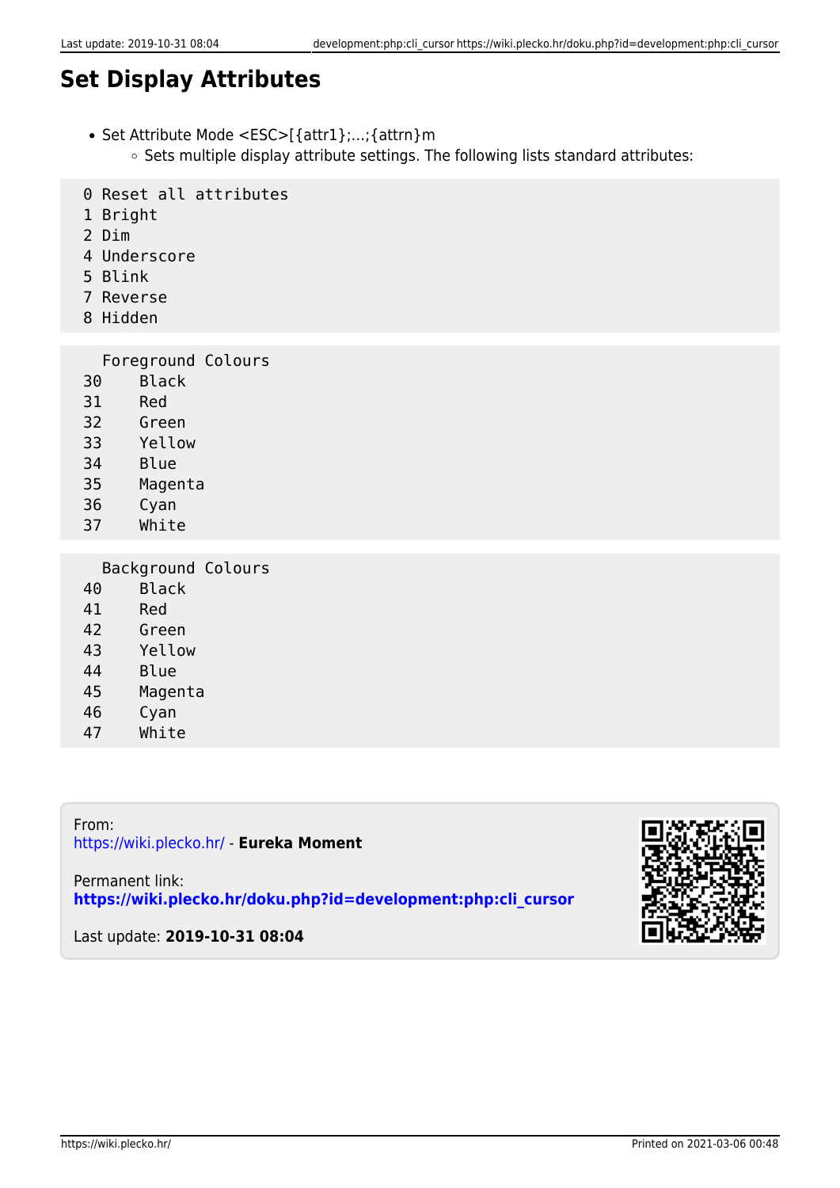## Set Display Attributes

- Set Attribute Mode <ESC>[{attr1};...;{attrn}m
  - Sets multiple display attribute settings. The following lists standard attributes:

```
0 Reset all attributes
1 Bright
2 Dim
4 Underscore
5 Blink
7 Reverse
8 Hidden
```

```
  Foreground Colours
30    Black
31    Red
32    Green
33    Yellow
34    Blue
35    Magenta
36    Cyan
37    White
```

```
  Background Colours
40    Black
41    Red
42    Green
43    Yellow
44    Blue
45    Magenta
46    Cyan
47    White
```

From:
https://wiki.plecko.hr/ - **Eureka Moment**

Permanent link:
**https://wiki.plecko.hr/doku.php?id=development:php:cli_cursor**

Last update: **2019-10-31 08:04**